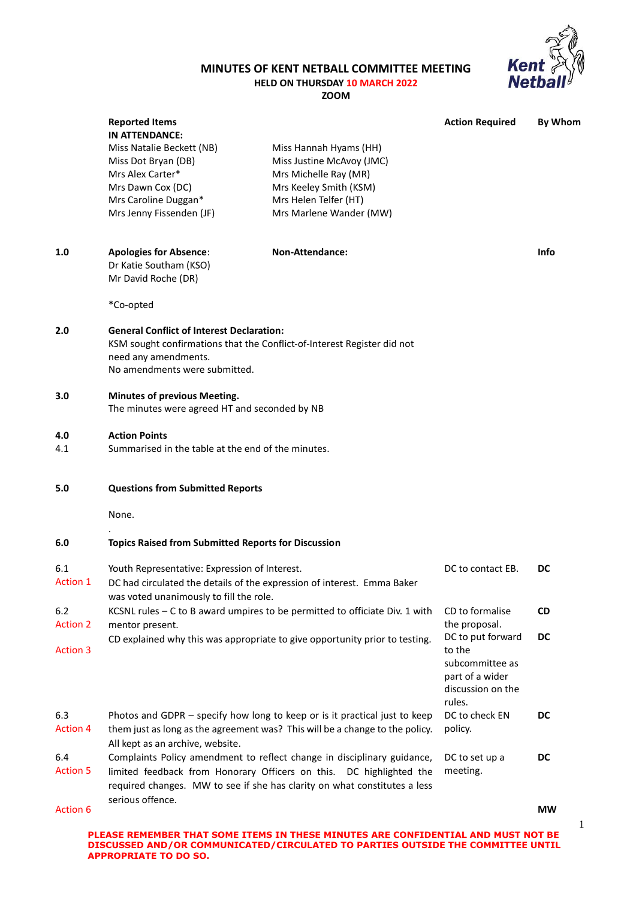# MINUTES OF KENT NETBALL COMMITTEE MEETING

**HELD ON THURSDAY 10 MARCH 2022**

**ZOOM**

| | Reported Items | Action Required | By Whom |
|---|---|---|---|
| | **IN ATTENDANCE:**<br>Miss Natalie Beckett (NB)<br>Miss Dot Bryan (DB)<br>Mrs Alex Carter*<br>Mrs Dawn Cox (DC)<br>Mrs Caroline Duggan*<br>Mrs Jenny Fissenden (JF)<br>Miss Hannah Hyams (HH)<br>Miss Justine McAvoy (JMC)<br>Mrs Michelle Ray (MR)<br>Mrs Keeley Smith (KSM)<br>Mrs Helen Telfer (HT)<br>Mrs Marlene Wander (MW) | | |
| **1.0** | **Apologies for Absence**:<br>Dr Katie Southam (KSO)<br>Mr David Roche (DR)<br><br>**Non-Attendance:**<br><br>*Co-opted | | **Info** |
| **2.0** | **General Conflict of Interest Declaration:**<br>KSM sought confirmations that the Conflict-of-Interest Register did not need any amendments.<br>No amendments were submitted. | | |
| **3.0** | **Minutes of previous Meeting.**<br>The minutes were agreed HT and seconded by NB | | |
| **4.0** | **Action Points** | | |
| 4.1 | Summarised in the table at the end of the minutes. | | |
| **5.0** | **Questions from Submitted Reports**<br><br>None. | | |
| **6.0** | **Topics Raised from Submitted Reports for Discussion** | | |
| 6.1<br>Action 1 | Youth Representative: Expression of Interest.<br>DC had circulated the details of the expression of interest. Emma Baker was voted unanimously to fill the role. | DC to contact EB. | **DC** |
| 6.2<br>Action 2 | KCSNL rules – C to B award umpires to be permitted to officiate Div. 1 with mentor present.<br>CD explained why this was appropriate to give opportunity prior to testing. | CD to formalise the proposal. | **CD** |
| Action 3 | | DC to put forward to the subcommittee as part of a wider discussion on the rules. | **DC** |
| 6.3<br>Action 4 | Photos and GDPR – specify how long to keep or is it practical just to keep them just as long as the agreement was? This will be a change to the policy. All kept as an archive, website. | DC to check EN policy. | **DC** |
| 6.4<br>Action 5 | Complaints Policy amendment to reflect change in disciplinary guidance, limited feedback from Honorary Officers on this. DC highlighted the required changes. MW to see if she has clarity on what constitutes a less serious offence. | DC to set up a meeting. | **DC** |
| Action 6 | | | **MW** |

**PLEASE REMEMBER THAT SOME ITEMS IN THESE MINUTES ARE CONFIDENTIAL AND MUST NOT BE DISCUSSED AND/OR COMMUNICATED/CIRCULATED TO PARTIES OUTSIDE THE COMMITTEE UNTIL APPROPRIATE TO DO SO.**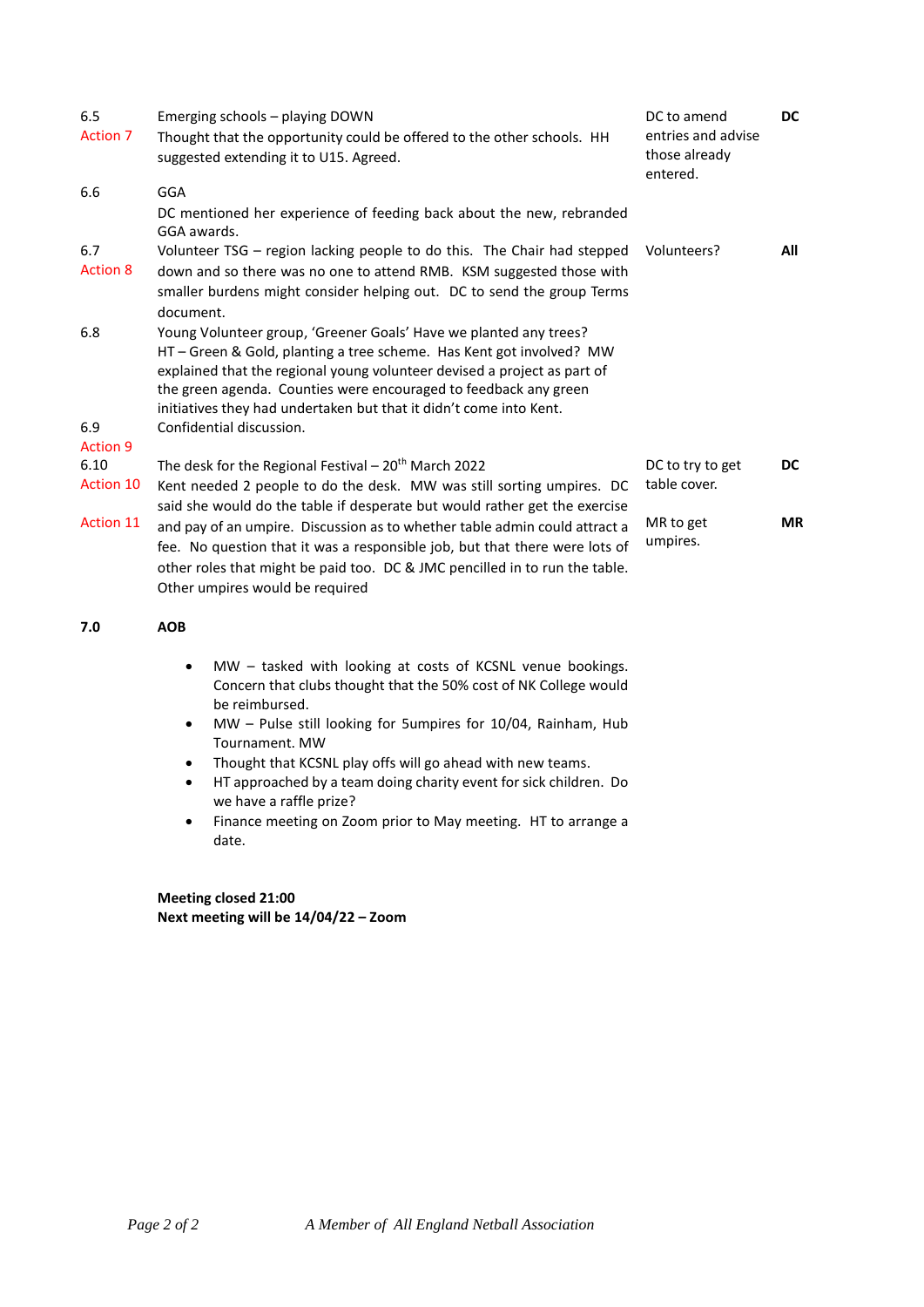| | | | |
|---|---|---|---|
| 6.5<br>Action 7 | Emerging schools – playing DOWN<br>Thought that the opportunity could be offered to the other schools. HH suggested extending it to U15. Agreed. | DC to amend entries and advise those already entered. | DC |
| 6.6 | GGA<br>DC mentioned her experience of feeding back about the new, rebranded GGA awards. | | |
| 6.7<br>Action 8 | Volunteer TSG – region lacking people to do this. The Chair had stepped down and so there was no one to attend RMB. KSM suggested those with smaller burdens might consider helping out. DC to send the group Terms document. | Volunteers? | All |
| 6.8 | Young Volunteer group, 'Greener Goals' Have we planted any trees?<br>HT – Green & Gold, planting a tree scheme. Has Kent got involved? MW explained that the regional young volunteer devised a project as part of the green agenda. Counties were encouraged to feedback any green initiatives they had undertaken but that it didn't come into Kent. | | |
| 6.9<br>Action 9 | Confidential discussion. | | |
| 6.10<br>Action 10<br><br>Action 11 | The desk for the Regional Festival – 20th March 2022<br>Kent needed 2 people to do the desk. MW was still sorting umpires. DC said she would do the table if desperate but would rather get the exercise and pay of an umpire. Discussion as to whether table admin could attract a fee. No question that it was a responsible job, but that there were lots of other roles that might be paid too. DC & JMC pencilled in to run the table. Other umpires would be required | DC to try to get table cover.<br><br>MR to get umpires. | DC<br><br>MR |

**7.0 AOB**

- MW – tasked with looking at costs of KCSNL venue bookings. Concern that clubs thought that the 50% cost of NK College would be reimbursed.
- MW – Pulse still looking for 5umpires for 10/04, Rainham, Hub Tournament. MW
- Thought that KCSNL play offs will go ahead with new teams.
- HT approached by a team doing charity event for sick children. Do we have a raffle prize?
- Finance meeting on Zoom prior to May meeting. HT to arrange a date.

**Meeting closed 21:00**
**Next meeting will be 14/04/22 – Zoom**

*A Member of All England Netball Association*